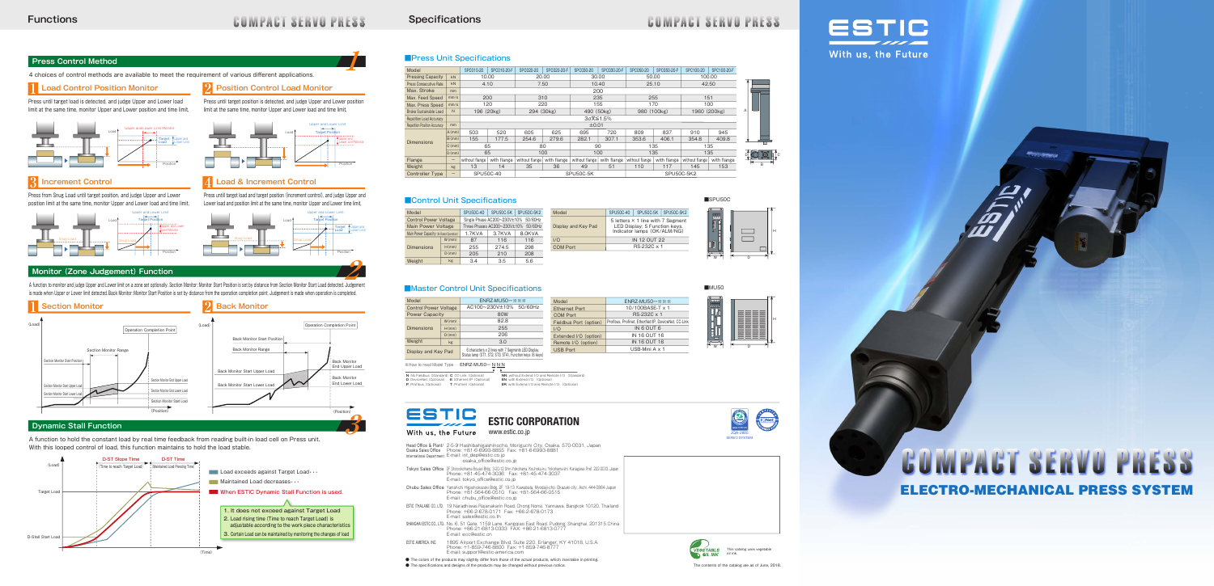# Functions — COMPACT SERVO PRESS

## Press Control Method

4 choices of control methods are available to meet the requirement of various different applications.

### 1 Load Control Position Monitor

Press until target load is detected, and judge Upper and Lower load limit at the same time, monitor Upper and Lower position and time limit.

### 2 Position Control Load Monitor

Press until target position is detected, and judge Upper and Lower position limit at the same time, monitor Upper and Lower load and time limit.

### 3 Increment Control

Press from Snug Load until target position, and judge Upper and Lower position limit at the same time, monitor Upper and Lower load and time limit.

### 4 Load & Increment Control

Press until target load and target position (increment control), and judge Upper and Lower load and position limit at the same time, monitor Upper and Lower time limit.

## Monitor (Zone Judgement) Function

A function to monitor and judge Upper and Lower limit on a zone set optionally. Section Monitor: Monitor Start Position is set by distance from Section Monitor Start Load detected. Judgement is made when Upper or Lower limit detected. Back Monitor: Monitor Start Position is set by distance from the operation completion point. Judgement is made when operation is completed.

### 1 Section Monitor

### 2 Back Monitor

## Dynamic Stall Function

A function to hold the constant load by real time feedback from reading built-in load cell on Press unit. With this looped control of load, this function maintains to hold the load stable.

- Load exceeds against Target Load・・・
- Maintained Load decreases・・・
- When ESTIC Dynamic Stall Function is used.

1. It does not exceed against Target Load
2. Load rising time (Time to reach Target Load) is adjustable according to the work piece characteristics
3. Certain Load can be maintained by monitoring the changes of load

# Specifications — COMPACT SERVO PRESS

## ■Press Unit Specifications

| Model | | SPC010-20 | SPC010-20-F | SPC020-20 | SPC020-20-F | SPC030-20 | SPC030-20-F | SPC050-20 | SPC050-20-F | SPC100-20 | SPC100-20-F |
|---|---|---|---|---|---|---|---|---|---|---|---|
| Pressing Capacity | kN | 10.00 | | 20.00 | | 30.00 | | 50.00 | | 100.00 | |
| Press Consecutive Rate | kN | 4.10 | | 7.50 | | 10.40 | | 25.10 | | 42.50 | |
| Max. Stroke | mm | 200 | | | | | | | | | |
| Max. Feed Speed | mm/s | 200 | | 310 | | 235 | | 255 | | 151 | |
| Max. Press Speed | mm/s | 120 | | 220 | | 155 | | 170 | | 100 | |
| Brake Sustainable Load | N | 196 (20kg) | | 294 (30kg) | | 490 (50kg) | | 980 (100kg) | | 1960 (200kg) | |
| Repetition Load Accuracy | — | 3σ≤±1.5% | | | | | | | | | |
| Repetition Position Accuracy | mm | ±0.01 | | | | | | | | | |
| Dimensions | A (mm) | 503 | 520 | 605 | 625 | 695 | 720 | 809 | 837 | 910 | 945 |
| | B (mm) | 155 | 177.5 | 254.6 | 279.6 | 282.1 | 307.1 | 353.6 | 406.1 | 354.8 | 409.8 |
| | C (mm) | 65 | | 80 | | 90 | | 135 | | 135 | |
| | D (mm) | 65 | | 100 | | 100 | | 135 | | 135 | |
| Flange | — | without flange | with flange | without flange | with flange | without flange | with flange | without flange | with flange | without flange | with flange |
| Weight | kg | 13 | 14 | 35 | 38 | 49 | 51 | 110 | 117 | 145 | 153 |
| Controller Type | — | SPU50C-40 | | SPU50C-5K | | | | SPU50C-5K2 | | | |

## ■Control Unit Specifications

| Model | | SPU50C-40 | SPU50C-5K | SPU50C-5K2 |
|---|---|---|---|---|
| Control Power Voltage | | Single Phase AC200~230V±10% 50/60Hz | | |
| Main Power Voltage | | Three Phases AC200~230V±10% 50/60Hz | | |
| Main Power Capacity (In Rated Operation) | | 1.7KVA | 3.7KVA | 8.0KVA |
| Dimensions | W (mm) | 87 | 116 | 116 |
| | H (mm) | 255 | 274.5 | 298 |
| | D (mm) | 205 | 210 | 208 |
| Weight | kg | 3.4 | 3.5 | 5.6 |

| Model | SPU50C-40 | SPU50C-5K | SPU50C-5K2 |
|---|---|---|---|
| Display and Key Pad | 5 letters × 1 line with 7 Segment LED Display: 5 Function keys, Indicator lamps (OK/ALM/NG) | | |
| I/O | IN 12 OUT 22 | | |
| COM Port | RS-232C x 1 | | |

■SPU50C

## ■Master Control Unit Specifications

| Model | | ENRZ-MU50-※※※ |
|---|---|---|
| Control Power Voltage | | AC100~230V±10% 50/60Hz |
| Power Capacity | | 80W |
| Dimensions | W (mm) | 82.8 |
| | H (mm) | 255 |
| | D (mm) | 206 |
| Weight | kg | 3.0 |
| Display and Key Pad | | 8 characters x 2 lines with 7 Segments LED Display, Status lamp (ST1, ST2, ST3, ST4), Function keys (6 keys) |

| Model | ENRZ-MU50-※※※ |
|---|---|
| Ethernet Port | 10/100BASE-T x 1 |
| COM Port | RS-232C x 1 |
| Fieldbus Port (option) | Profibus, Profinet, Ethernet/IP, DeviceNet, CC Link |
| I/O | IN 6 OUT 6 |
| Extended I/O (option) | IN 16 OUT 16 |
| Remote I/O (option) | IN 16 OUT 16 |
| USB Port | USB-Mini A x 1 |

■MU50

※How to read Model Type ENRZ-MU50- N N N

N: No Fieldbus (Standard) C: CC Link (Optional) NN: without Extend I/O and Remote I/O (Standard)
D: DeviceNet (Optional) E: Ethernet IP (Optional) EN: with Extend I/O (Optional)
P: Profibus (Optional) T: Profinet (Optional) ER: with Extend I/O and Remote I/O (Optional)

## ESTIC CORPORATION

ESTIC — With us, the Future
www.estic.co.jp

Head Office & Plant/ Osaka Sales Office International Department: 2-5-9 Hashibahigashimachi, Moriguchi City, Osaka, 570-0031, Japan
Phone: +81-6-6993-8855 Fax: +81-6-6993-8881
E-mail: int_dept@estic.co.jp
osaka_office@estic.co.jp

Tokyo Sales Office: 2F Shin-Yokohama Bousei Bldg. 3-22-12 Shin-Yokohama, Kouhoku-ku, Yokohama-shi, Kanagawa Pref. 222-0033, Japan
Phone: +81-45-474-3036 Fax: +81-45-474-3037
E-mail: tokyo_office@estic.co.jp

Chubu Sales Office: Yamatochi Higashiokazaki Bldg. 2F, 19-13, Kawaidacho, Myodaiji-cho, Okazaki-city, Aichi, 444-0864 Japan
Phone: +81-564-66-0510 Fax: +81-564-66-0515
E-mail: chubu_office@estic.co.jp

ESTIC (THAILAND) CO., LTD.: 19 Naradhiwas Rajanakarin Road, Chong Nonsi, Yannawa, Bangkok 10120, Thailand
Phone: +66-2-678-0171 Fax: +66-2-678-0173
E-mail: sales@estic.co.th

SHANGHAI ESTIC CO., LTD.: No. 6, 51 Gate, 1159 Lane, Kangqiao East Road, Pudong, Shanghai, 201315 China
Phone: +86-21-6813-0333 FAX: +86-21-6813-0777
E-mail: ecc@estic.cn

ESTIC AMERICA, INC.: 1895 Airport Exchange Blvd. Suite 220, Erlanger, KY 41018, U.S.A.
Phone: +1-859-746-8800 Fax: +1-859-746-8777
E-mail: support@estic-america.com

● The colors of the products may slightly differ from these of the actual products, which inevitable in printing.
● The specifications and designs of the products may be changed without previous notice.

This catalog uses vegetable oil ink.

The contents of the catalog are as of June, 2016.

# ESTIC — With us, the Future

# COMPACT SERVO PRESS

## ELECTRO-MECHANICAL PRESS SYSTEM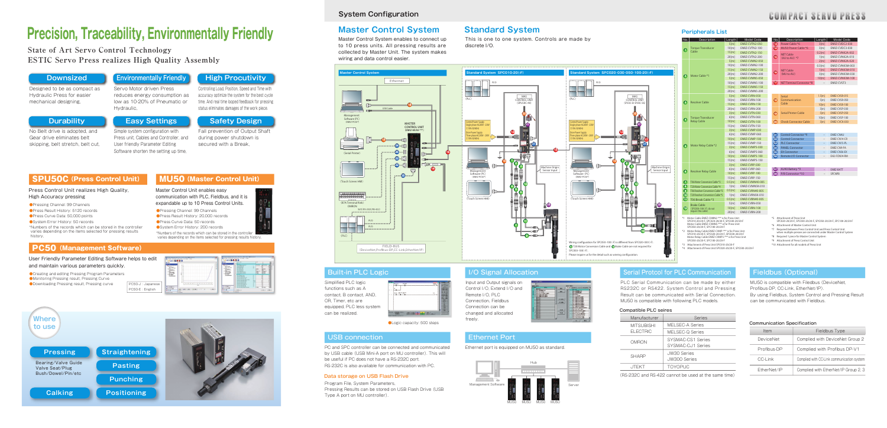# Precision, Traceability, Environmentally Friendly

State of Art Servo Control Technology
ESTIC Servo Press realizes High Quality Assembly

### Downsized

Designed to be as compact as Hydraulic Press for easier mechanical designing.

### Environmentally Friendly

Servo Motor driven Press reduces energy consumption as low as 10-20% of Pneumatic or Hydraulic.

### High Procutivity

Controlling Load, Position, Speed and Time with accuracy optimize the system for the best cycle time. And real time looped feedback for pressing status eliminates damages of the work piece.

### Durability

No Belt drive is adopted, and Gear drive eliminates belt skipping, belt stretch, belt cut.

### Easy Settings

Simple system configuration with Press unit, Cables and Controller, and User friendly Parameter Editing Software shorten the setting up time.

### Safety Design

Fall prevention of Output Shaft during power shutdown is secured with a Break.

## SPU50C (Press Control Unit)

Press Control Unit realizes High Quality, High Accuracy pressing

- Pressing Channel: 99 Channels
- Press Result History: 5120 records
- Press Curve Data: 50,000 points
- System Error History: 50 records

*Numbers of the records which can be stored in the controller varies depending on the items selected for pressing results history.

## MU50 (Master Control Unit)

Master Control Unit enables easy communication with PLC, Fieldbus, and it is expandable up to 10 Press Control Units.

- Pressing Channel: 99 Channels
- Press Result History: 20,000 records
- Press Curve Data: 50 records
- System Error History: 200 records

*Numbers of the records which can be stored in the controller varies depending on the items selected for pressing results history.

## PC50 (Management Software)

User Friendly Parameter Editing Software helps to edit and maintain various parameters quickly.

- Creating and editing Pressing Program Parameters
- Monitoring Pressing result, Pressing Curve
- Downloading Pressing result, Pressing curve

PC50-J : Japanese
PC50-E : English

## Where to use

Pressing
Bearing/Valve Guide
Valve Seat/Plug
Bush/Dowel/Pin/etc

Straightening

Pasting

Punching

Calking

Positioning

## System Configuration

COMPACT SERVO PRESS

### Master Control System

Master Control System enables to connect up to 10 press units. All pressing results are collected by Master Unit. The system makes wiring and data control easier.

### Standard System

This is one to one system. Controls are made by discrete I/O.

Master Control System

Ethernet

Management Software (PC) (ENKZ-PC50*)

USB Cable

MASTER CONTROL UNIT (ENKZ-MU50-***)

(Serial Printer)

(Touch Screen HMI)

(I/O Terminal Relay) OMRON

(PLC)

PLC

FIELD-BUS (DeviceNet,Profibus-DP,CC-Link,EtherNet/IP)

Standard System SPC010-20(-F)

PLC

(PLC)

SPA1 CONTROL UNIT (SPU50C-**)

Control Power Supply Single phase AC200V - 230V (1.5% 50/60Hz)

Drive Power Supply Three phase AC200V - 230V (1.5% 50/60Hz)

Management Software (PC) (ENKZ-PC50*)

(Touch Screen HMI)

Machine Origin Sensor Input

Standard System SPC020-030-050-100-20(-F)

PLC

(PLC)

SPA1 CONTROL UNIT (SPU50C-**)

Management Software (PC) (ENKZ-PC50*)

(Touch Screen HMI)

Machine Origin Sensor Input

Wiring configuration for SPC050-100(-F) is different from SPC020-030(-F)
T20 Motor Connector Cable and Motor Cable are not required for SPC050-100(-F).
Please inquire us for the detail such as wiring configuration.

### Peripherals List

| No | Description | Length | Model Code |
|---|---|---|---|
| 1 | Torque Transducer Cable | 5[m] | ENKZ-CVTN2-050 |
| | | 10[m] | ENKZ-CVTN2-100 |
| | | 15[m] | ENKZ-CVTN2-150 |
| | | 20[m] | ENKZ-CVTN2-200 |
| 2 | Motor Cable*1 | 5[m] | ENKZ-CVMN2-050 |
| | | 10[m] | ENKZ-CVMN2-100 |
| | | 15[m] | ENKZ-CVMN2-150 |
| | | 20[m] | ENKZ-CVMN2-200 |
| | | 5[m] | ENKZ-CVMN5-050 |
| | | 10[m] | ENKZ-CVMN5-100 |
| | | 15[m] | ENKZ-CVMN5-150 |
| | | 20[m] | ENKZ-CVMN5-200 |
| 3 | Resolver Cable | 5[m] | ENKZ-CVRN-050 |
| | | 10[m] | ENKZ-CVRN-100 |
| | | 15[m] | ENKZ-CVRN-150 |
| | | 20[m] | ENKZ-CVRN-200 |
| 4 | Torque Transducer Relay Cable | 3[m] | ENKZ-CVTR-030 |
| | | 6[m] | ENKZ-CVTR-060 |
| | | 10[m] | ENKZ-CVTR-100 |
| | | 15[m] | ENKZ-CVTR-150 |
| 5 | Motor Relay Cable*2 | 3[m] | ENKZ-CVMP-030 |
| | | 6[m] | ENKZ-CVMP-060 |
| | | 10[m] | ENKZ-CVMP-100 |
| | | 15[m] | ENKZ-CVMP-150 |
| | | 3[m] | ENKZ-CVMP5-030 |
| | | 6[m] | ENKZ-CVMP5-060 |
| | | 10[m] | ENKZ-CVMP5-100 |
| | | 15[m] | ENKZ-CVMP5-150 |
| 6 | Resolver Relay Cable | 3[m] | ENKZ-CVRP-030 |
| | | 6[m] | ENKZ-CVRP-060 |
| | | 10[m] | ENKZ-CVRP-100 |
| | | 15[m] | ENKZ-CVRP-150 |
| 7 | T20 Motor Connector Cable*3 | 0.5[m] | ENKZ-CVMN40-005 |
| 8 | T20 Motor Connector Cable*4 | 1[m] | ENKZ-CVMN08-010 |
| 9 | T20 Resolver Connector Cable*3 | 0.5[m] | ENKZ-CVRN40-005 |
| 10 | T20 Resolver Connector Cable*4 | 1[m] | ENKZ-CVRN08-010 |
| 11 | T06 Break Cable*3 | 0.5[m] | ENKZ-CVBN40-005 |
| 12 | Brake Cable (SPC050-100(-F), do not require this cable) | 5[m] | ENKZ-CVBN-050 |
| | | 10[m] | ENKZ-CVBN-100 |
| | | 20[m] | ENKZ-CVBN-200 |

| No | Description | Length | Model Code |
|---|---|---|---|
| 13 | Power Cable*5 | 3[m] | ENKZ-CVDC3-030 |
| 14 | MU50 Power Cable*6 | 3[m] | ENKZ-CVDC3-030 |
| 15 | NET Cable (AU to AU) *7 | 0.2[m] | ENKZ-CVNK2A-002 |
| | | 1[m] | ENKZ-CVNK2A-010 |
| | | 2[m] | ENKZ-CVNK2A-020 |
| 16 | NET Cable (MH to AU) | 0.3[m] | ENKZ-CVNK3M-003 |
| | | 1[m] | ENKZ-CVNK3M-010 |
| | | 3[m] | ENKZ-CVNK3M-030 |
| | | 10[m] | ENKZ-CVNK3M-100 |
| 17 | NET Terminal Connector*8 | – | ENKZ-CVST3 |
| 18 | Serial Communication Cable | 1.5[m] | ENKZ-CVSR-015 |
| | | 5[m] | ENKZ-CVSR-050 |
| | | 10[m] | ENKZ-CVSR-100 |
| 19 | Serial Printer Cable | 3[m] | ENKZ-CVSP-030 |
| | | 5[m] | ENKZ-CVSP-050 |
| | | 10[m] | ENKZ-CVSP-100 |
| 20 | Check Connector Cable | 3[m] | ENKZ-CVCK-030 |

| No | Description | Length | Model Code |
|---|---|---|---|
| 21 | Control Connector*9 | – | ENKZ-CNAU |
| 22 | Control Connector | – | ENKZ-CN14-CR |
| 23 | PLC Connector | – | ENKZ-CN15-PL |
| 24 | PANEL Connector | – | ENKZ-CN8-PA |
| 25 | EX Connector | – | ENKZ-CN04-EX |
| 26 | Remote I/O Connector | – | EHZ-FCN04-RM |
| 27 | AU40 Battery*9 | – | ENKZ-BATT |
| 28 | P/N Connector*10 | – | SPCNPN |

*1 Motor Cable ENKZ-CVMN2-*** is for Press Unit SPC010-20(-F), SPC020-20(-F), SPC030-20(-F) Motor Cable ENKZ-CVMN5-*** is for Press Unit SPC050-20(-F), SPC100-20(-F)
*2 Motor Relay Cable ENKZ-CVMP-*** is for Press Unit SPC010-20(-F), SPC020-20(-F), SPC030-20(-F) Motor Relay Cable ENKZ-CVMP5-*** is for Press Unit SPC050-20(-F), SPC100-20(-F)
*3 Attachment of Press Unit SPC010-20(-F)
*4 Attachment of Press Unit SPC020-20(-F), SPC030-20(-F)
*5 Attachment of Press Unit SPC020-20(-F), SPC030-20(-F), SPC050-20(-F), SPC100-20(-F)
*6 Attachment of Master Control Unit
*7 Required between Press Control Unit and Press Control Unit when multiple presses are connected under Master Control System
*8 Required 1 piece for Master Control System
*9 Attachment of Press Control Unit
*10 Attachment for all models of Press Unit

### Built-in PLC Logic

Simplified PLC logic functions such as A contact, B contact, AND, OR, Timer, etc are equipped. PLC less system can be realized.

●Logic capacity: 500 steps

### I/O Signal Allocation

Input and Output signals on Control I/O, Extend I/O and Remote I/O, PLC Connection, Fieldbus Connection can be changed and allocated freely.

### USB connection

PC and SPC controller can be connected and communicated by USB cable (USB Mini-A port on MU controller). This will be useful if PC does not have a RS-232C port. RS-232C is also available for communication with PC.

#### Data storage on USB Flash Drive

Program File, System Parameters, Pressing Results can be stored on USB Flash Drive (USB Type A port on MU controller).

### Ethernet Port

Ethernet port is equipped on MU50 as standard.

Hub

Management Software

Server

MU50 MU50 MU50 MU50

### Serial Protcol for PLC Communication

PLC Serial Communication can be made by either RS232C or RS422. System Control and Pressing Result can be communicated with Serial Connection. MU50 is compatible with following PLC models.

#### Compatible PLC seires

| Manufacturer | Series |
|---|---|
| MITSUBISHI ELECTRIC | MELSEC-A Series |
| | MELSEC-Q Series |
| OMRON | SYSMAC-CS1 Series |
| | SYSMAC-CJ1 Series |
| SHARP | JW30 Series |
| | JW300 Series |
| JTEKT | TOYOPUC |

(RS-232C and RS-422 cannot be used at the same time)

### Fieldbus (Optional)

MU50 is compatible with Filedbus (DeviceNet, Profibus-DP, CC-Link, EtherNet/IP).
By using Fieldbus, System Control and Pressing Result can be communicated with Fieldbus.

#### Communication Specification

| Item | Fieldbus Type |
|---|---|
| DeviceNet | Complied with DeviceNet Group 2 |
| Profibus-DP | Complied with Profibus DP-V1 |
| CC-Link | Complied with CC-Link communication system |
| EtherNet/IP | Complied with EtherNet/IP Group 2, 3 |